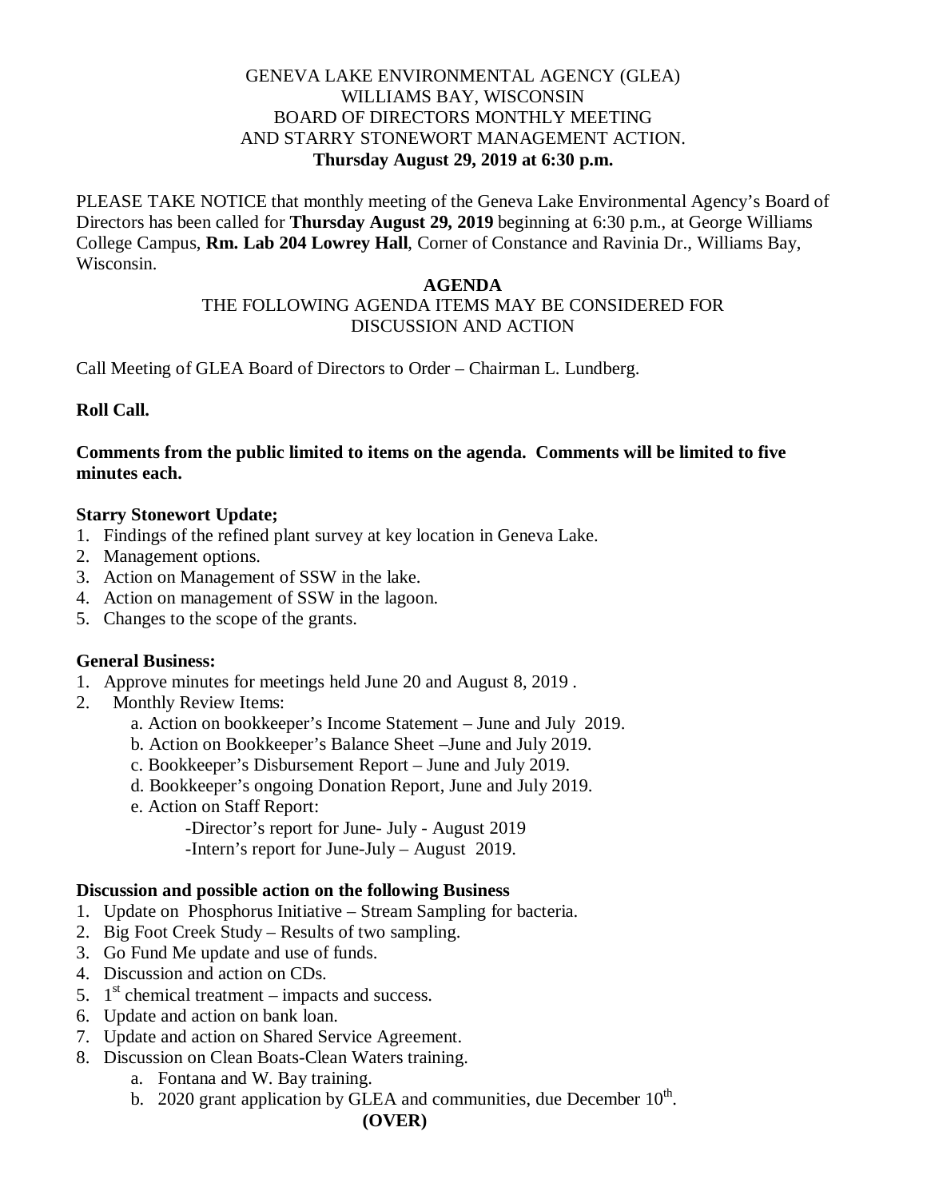GENEVA LAKE ENVIRONMENTAL AGENCY (GLEA)
WILLIAMS BAY, WISCONSIN
BOARD OF DIRECTORS MONTHLY MEETING
AND STARRY STONEWORT MANAGEMENT ACTION.
**Thursday August 29, 2019 at 6:30 p.m.**

PLEASE TAKE NOTICE that monthly meeting of the Geneva Lake Environmental Agency's Board of Directors has been called for **Thursday August 29, 2019** beginning at 6:30 p.m., at George Williams College Campus, **Rm. Lab 204 Lowrey Hall**, Corner of Constance and Ravinia Dr., Williams Bay, Wisconsin.

**AGENDA**

THE FOLLOWING AGENDA ITEMS MAY BE CONSIDERED FOR DISCUSSION AND ACTION

Call Meeting of GLEA Board of Directors to Order – Chairman L. Lundberg.

**Roll Call.**

**Comments from the public limited to items on the agenda. Comments will be limited to five minutes each.**

**Starry Stonewort Update;**

1. Findings of the refined plant survey at key location in Geneva Lake.
2. Management options.
3. Action on Management of SSW in the lake.
4. Action on management of SSW in the lagoon.
5. Changes to the scope of the grants.

**General Business:**

1. Approve minutes for meetings held June 20 and August 8, 2019 .
2. Monthly Review Items:
   a. Action on bookkeeper's Income Statement – June and July 2019.
   b. Action on Bookkeeper's Balance Sheet –June and July 2019.
   c. Bookkeeper's Disbursement Report – June and July 2019.
   d. Bookkeeper's ongoing Donation Report, June and July 2019.
   e. Action on Staff Report:
      -Director's report for June- July - August 2019
      -Intern's report for June-July – August 2019.

**Discussion and possible action on the following Business**

1. Update on Phosphorus Initiative – Stream Sampling for bacteria.
2. Big Foot Creek Study – Results of two sampling.
3. Go Fund Me update and use of funds.
4. Discussion and action on CDs.
5. 1st chemical treatment – impacts and success.
6. Update and action on bank loan.
7. Update and action on Shared Service Agreement.
8. Discussion on Clean Boats-Clean Waters training.
   a. Fontana and W. Bay training.
   b. 2020 grant application by GLEA and communities, due December 10th.

**(OVER)**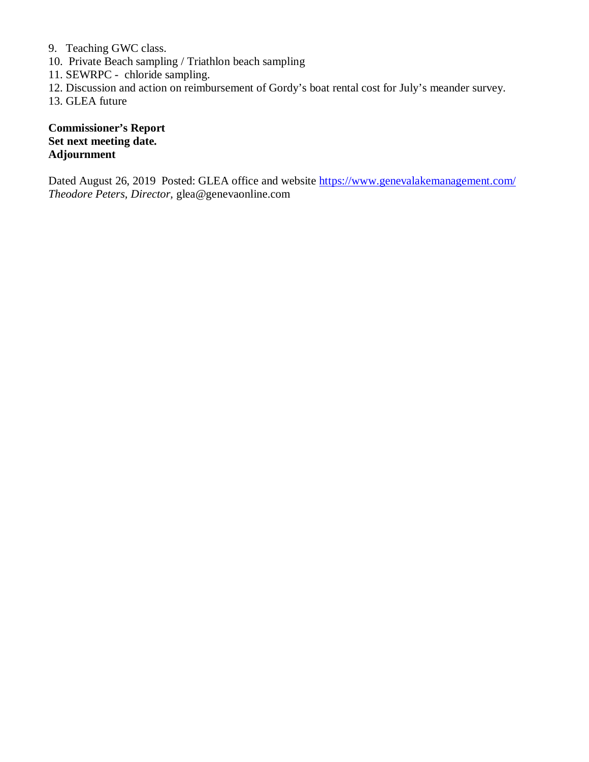9. Teaching GWC class.
10. Private Beach sampling / Triathlon beach sampling
11. SEWRPC - chloride sampling.
12. Discussion and action on reimbursement of Gordy's boat rental cost for July's meander survey.
13. GLEA future

**Commissioner's Report**
**Set next meeting date.**
**Adjournment**

Dated August 26, 2019 Posted: GLEA office and website https://www.genevalakemanagement.com/
*Theodore Peters, Director*, glea@genevaonline.com